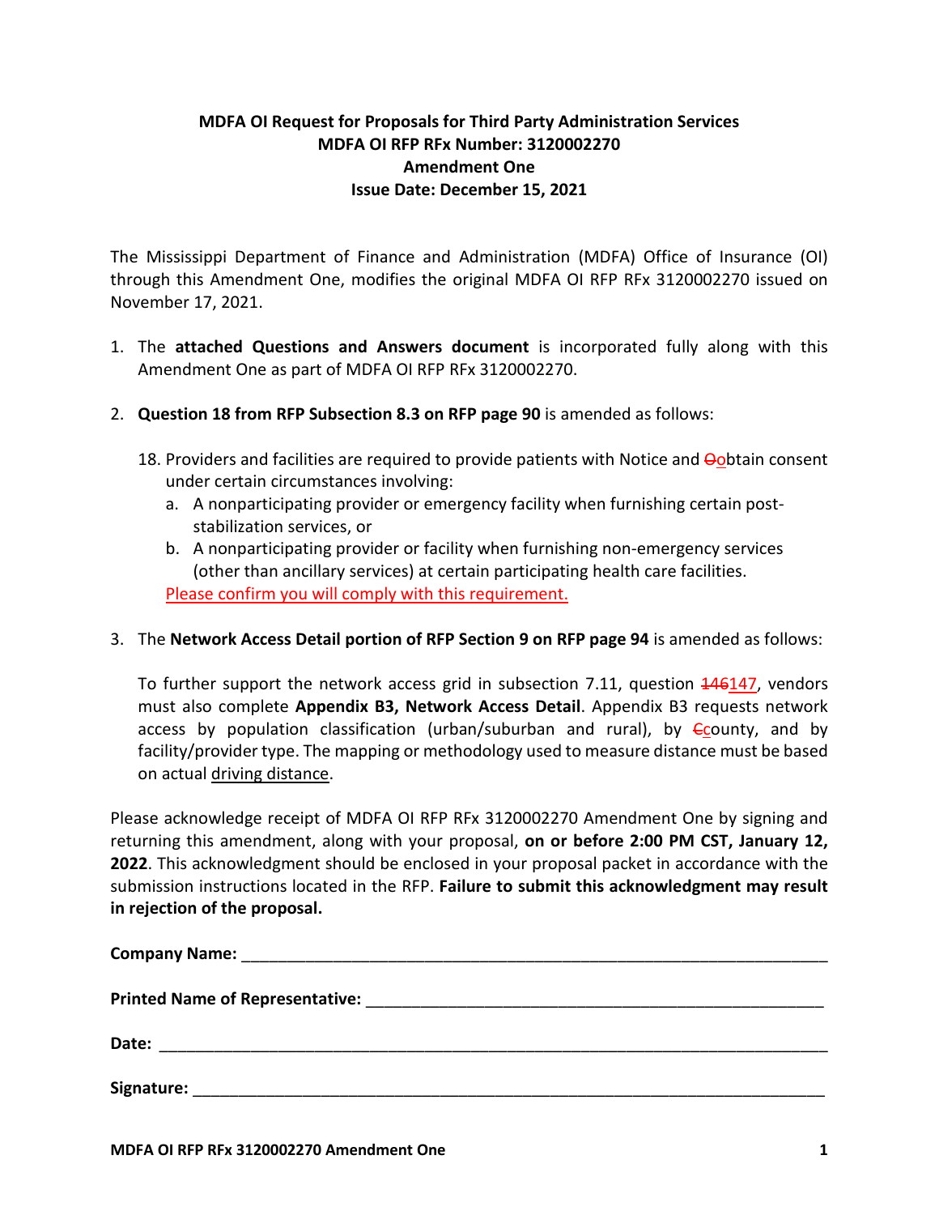**MDFA OI Request for Proposals for Third Party Administration Services**
**MDFA OI RFP RFx Number: 3120002270**
**Amendment One**
**Issue Date: December 15, 2021**

The Mississippi Department of Finance and Administration (MDFA) Office of Insurance (OI) through this Amendment One, modifies the original MDFA OI RFP RFx 3120002270 issued on November 17, 2021.

1. The **attached Questions and Answers document** is incorporated fully along with this Amendment One as part of MDFA OI RFP RFx 3120002270.

2. **Question 18 from RFP Subsection 8.3 on RFP page 90** is amended as follows:

   18. Providers and facilities are required to provide patients with Notice and ~~O~~obtain consent under certain circumstances involving:
       a. A nonparticipating provider or emergency facility when furnishing certain post-stabilization services, or
       b. A nonparticipating provider or facility when furnishing non-emergency services (other than ancillary services) at certain participating health care facilities.
       Please confirm you will comply with this requirement.

3. The **Network Access Detail portion of RFP Section 9 on RFP page 94** is amended as follows:

   To further support the network access grid in subsection 7.11, question ~~146~~147, vendors must also complete **Appendix B3, Network Access Detail**. Appendix B3 requests network access by population classification (urban/suburban and rural), by ~~C~~county, and by facility/provider type. The mapping or methodology used to measure distance must be based on actual driving distance.

Please acknowledge receipt of MDFA OI RFP RFx 3120002270 Amendment One by signing and returning this amendment, along with your proposal, **on or before 2:00 PM CST, January 12, 2022**. This acknowledgment should be enclosed in your proposal packet in accordance with the submission instructions located in the RFP. **Failure to submit this acknowledgment may result in rejection of the proposal.**

**Company Name:** ____________________________________________

**Printed Name of Representative:** ____________________________________________

**Date:** ____________________________________________

**Signature:** ____________________________________________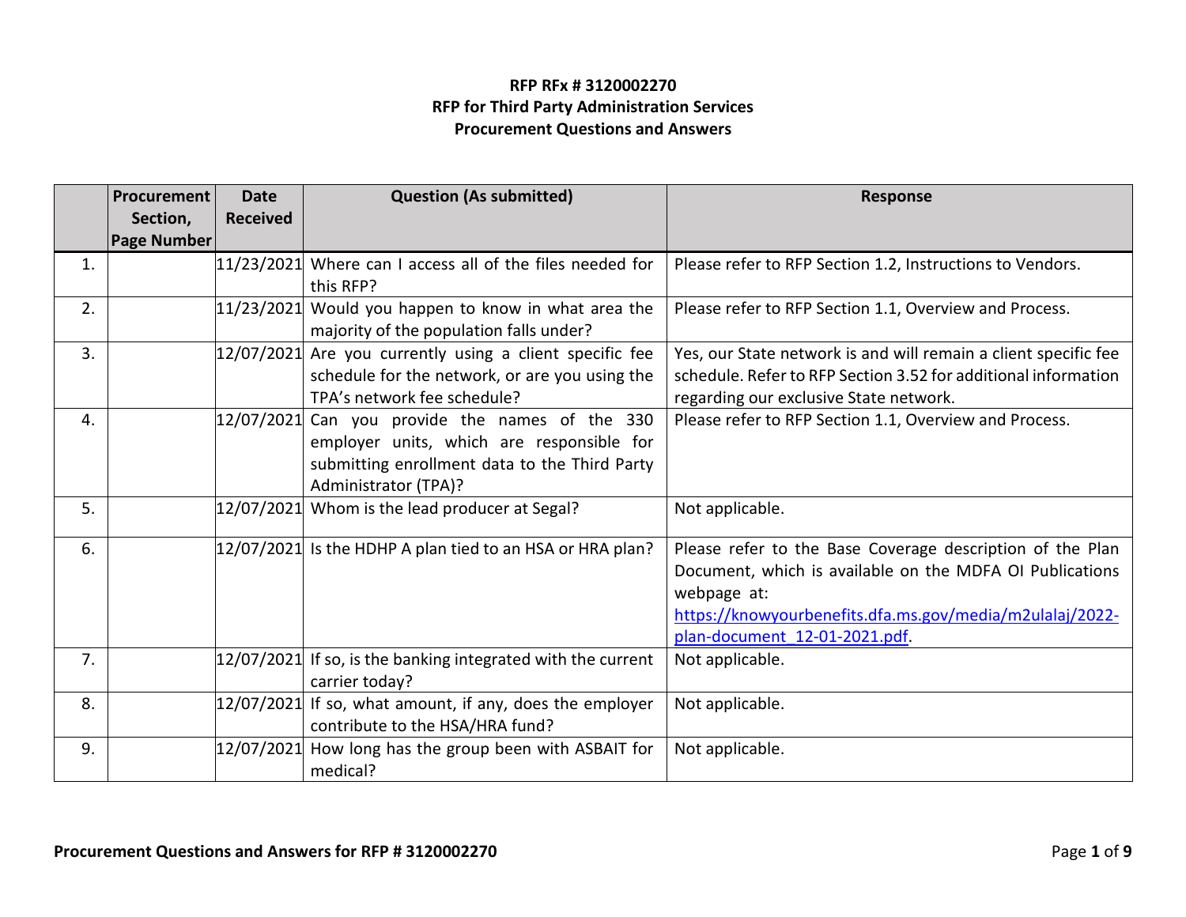**RFP RFx # 3120002270**
**RFP for Third Party Administration Services**
**Procurement Questions and Answers**

| | Procurement Section, Page Number | Date Received | Question (As submitted) | Response |
|---|---|---|---|---|
| 1. | | 11/23/2021 | Where can I access all of the files needed for this RFP? | Please refer to RFP Section 1.2, Instructions to Vendors. |
| 2. | | 11/23/2021 | Would you happen to know in what area the majority of the population falls under? | Please refer to RFP Section 1.1, Overview and Process. |
| 3. | | 12/07/2021 | Are you currently using a client specific fee schedule for the network, or are you using the TPA's network fee schedule? | Yes, our State network is and will remain a client specific fee schedule. Refer to RFP Section 3.52 for additional information regarding our exclusive State network. |
| 4. | | 12/07/2021 | Can you provide the names of the 330 employer units, which are responsible for submitting enrollment data to the Third Party Administrator (TPA)? | Please refer to RFP Section 1.1, Overview and Process. |
| 5. | | 12/07/2021 | Whom is the lead producer at Segal? | Not applicable. |
| 6. | | 12/07/2021 | Is the HDHP A plan tied to an HSA or HRA plan? | Please refer to the Base Coverage description of the Plan Document, which is available on the MDFA OI Publications webpage at: [https://knowyourbenefits.dfa.ms.gov/media/m2ulalaj/2022-plan-document_12-01-2021.pdf](https://knowyourbenefits.dfa.ms.gov/media/m2ulalaj/2022-plan-document_12-01-2021.pdf). |
| 7. | | 12/07/2021 | If so, is the banking integrated with the current carrier today? | Not applicable. |
| 8. | | 12/07/2021 | If so, what amount, if any, does the employer contribute to the HSA/HRA fund? | Not applicable. |
| 9. | | 12/07/2021 | How long has the group been with ASBAIT for medical? | Not applicable. |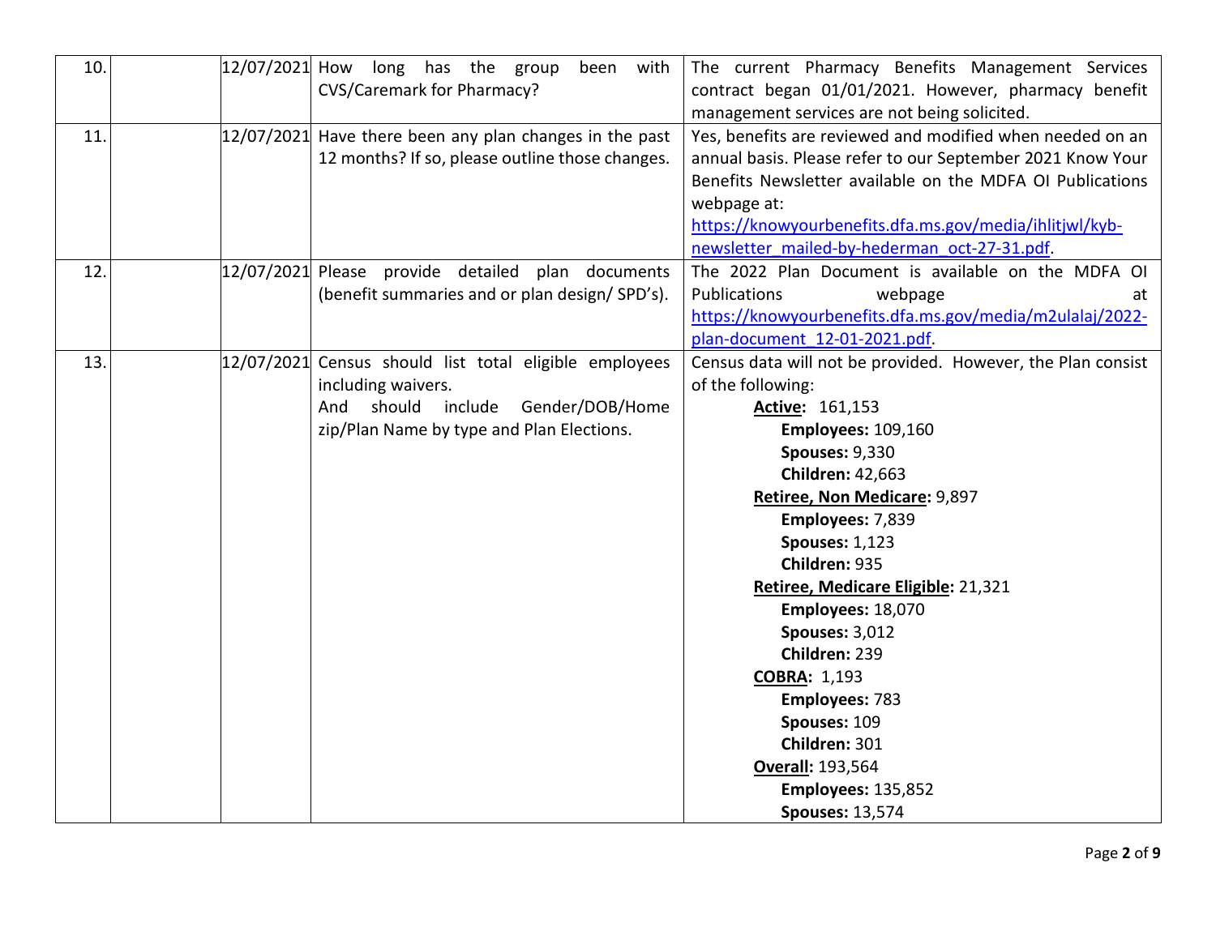| 10. | | 12/07/2021 | How long has the group been with CVS/Caremark for Pharmacy? | The current Pharmacy Benefits Management Services contract began 01/01/2021. However, pharmacy benefit management services are not being solicited. |
|---|---|---|---|---|
| 11. | | 12/07/2021 | Have there been any plan changes in the past 12 months? If so, please outline those changes. | Yes, benefits are reviewed and modified when needed on an annual basis. Please refer to our September 2021 Know Your Benefits Newsletter available on the MDFA OI Publications webpage at: [https://knowyourbenefits.dfa.ms.gov/media/ihlitjwl/kyb-newsletter_mailed-by-hederman_oct-27-31.pdf](https://knowyourbenefits.dfa.ms.gov/media/ihlitjwl/kyb-newsletter_mailed-by-hederman_oct-27-31.pdf). |
| 12. | | 12/07/2021 | Please provide detailed plan documents (benefit summaries and or plan design/ SPD's). | The 2022 Plan Document is available on the MDFA OI Publications webpage at [https://knowyourbenefits.dfa.ms.gov/media/m2ulalaj/2022-plan-document_12-01-2021.pdf](https://knowyourbenefits.dfa.ms.gov/media/m2ulalaj/2022-plan-document_12-01-2021.pdf). |
| 13. | | 12/07/2021 | Census should list total eligible employees including waivers.<br>And should include Gender/DOB/Home zip/Plan Name by type and Plan Elections. | Census data will not be provided. However, the Plan consist of the following:<br>**Active:** 161,153<br>**Employees:** 109,160<br>**Spouses:** 9,330<br>**Children:** 42,663<br>**Retiree, Non Medicare:** 9,897<br>**Employees:** 7,839<br>**Spouses:** 1,123<br>**Children:** 935<br>**Retiree, Medicare Eligible:** 21,321<br>**Employees:** 18,070<br>**Spouses:** 3,012<br>**Children:** 239<br>**COBRA:** 1,193<br>**Employees:** 783<br>**Spouses:** 109<br>**Children:** 301<br>**Overall:** 193,564<br>**Employees:** 135,852<br>**Spouses:** 13,574 |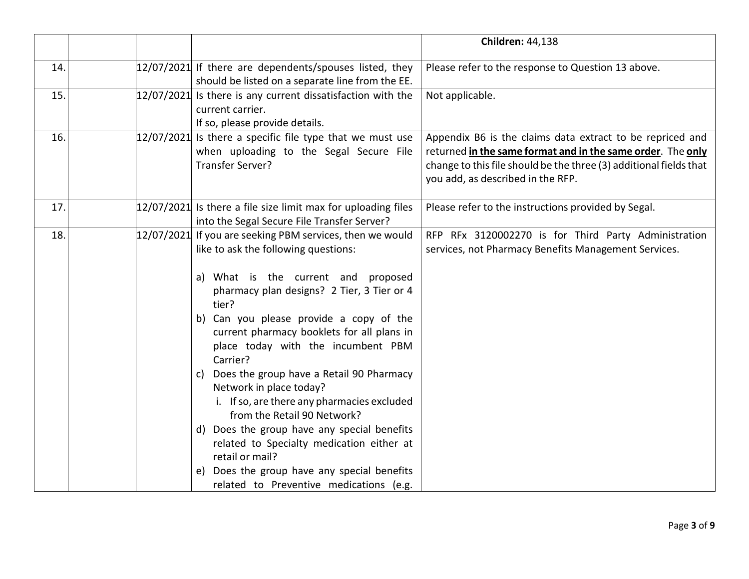| | | | | |
|---|---|---|---|---|
| | | | | **Children:** 44,138 |
| 14. | | 12/07/2021 | If there are dependents/spouses listed, they should be listed on a separate line from the EE. | Please refer to the response to Question 13 above. |
| 15. | | 12/07/2021 | Is there is any current dissatisfaction with the current carrier.<br>If so, please provide details. | Not applicable. |
| 16. | | 12/07/2021 | Is there a specific file type that we must use when uploading to the Segal Secure File Transfer Server? | Appendix B6 is the claims data extract to be repriced and returned **in the same format and in the same order**. The **only** change to this file should be the three (3) additional fields that you add, as described in the RFP. |
| 17. | | 12/07/2021 | Is there a file size limit max for uploading files into the Segal Secure File Transfer Server? | Please refer to the instructions provided by Segal. |
| 18. | | 12/07/2021 | If you are seeking PBM services, then we would like to ask the following questions:<br><br>a) What is the current and proposed pharmacy plan designs? 2 Tier, 3 Tier or 4 tier?<br>b) Can you please provide a copy of the current pharmacy booklets for all plans in place today with the incumbent PBM Carrier?<br>c) Does the group have a Retail 90 Pharmacy Network in place today?<br>&nbsp;&nbsp;&nbsp;i. If so, are there any pharmacies excluded from the Retail 90 Network?<br>d) Does the group have any special benefits related to Specialty medication either at retail or mail?<br>e) Does the group have any special benefits related to Preventive medications (e.g. | RFP RFx 3120002270 is for Third Party Administration services, not Pharmacy Benefits Management Services. |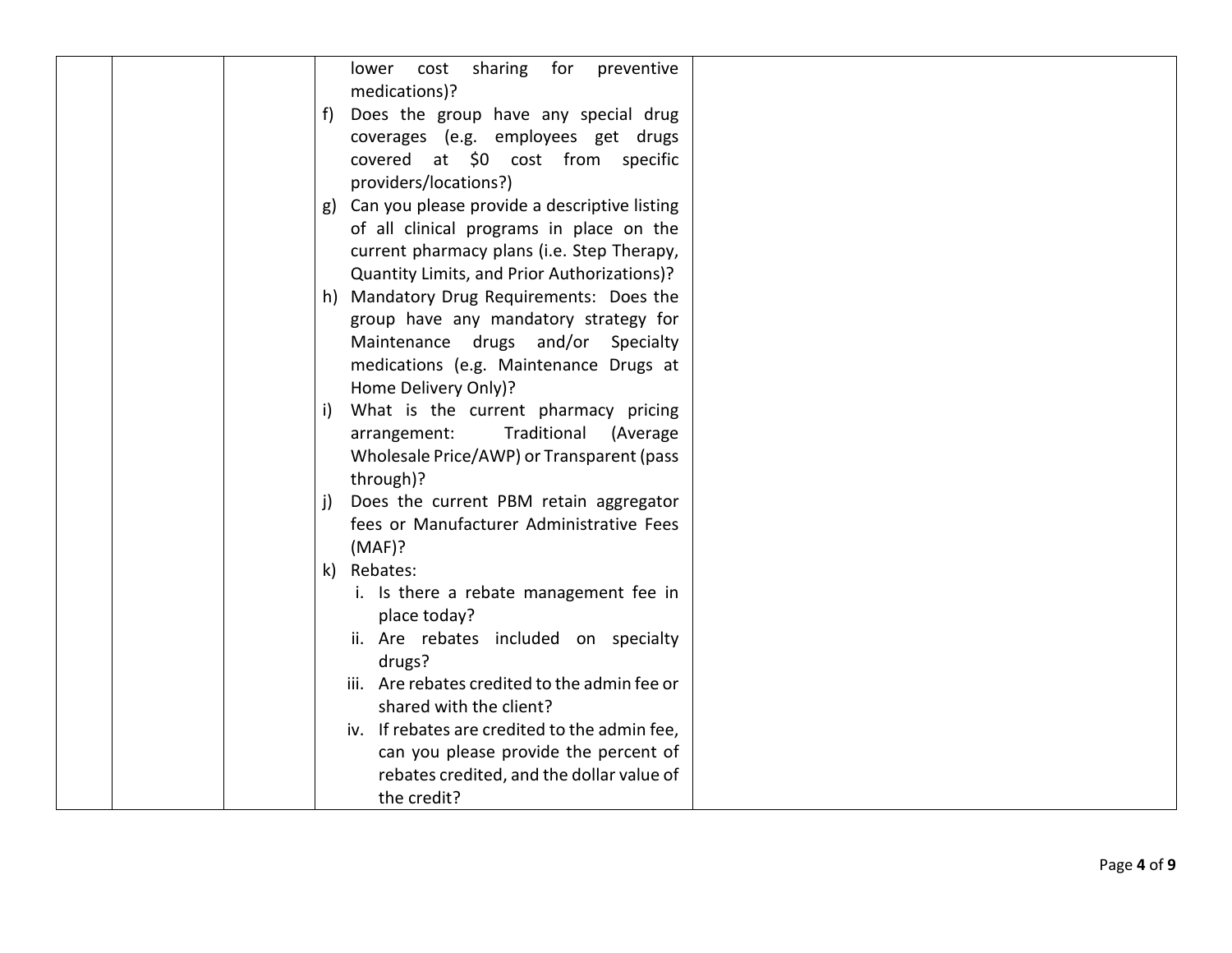| | | | lower cost sharing for preventive medications)?<br>f) Does the group have any special drug coverages (e.g. employees get drugs covered at $0 cost from specific providers/locations?)<br>g) Can you please provide a descriptive listing of all clinical programs in place on the current pharmacy plans (i.e. Step Therapy, Quantity Limits, and Prior Authorizations)?<br>h) Mandatory Drug Requirements: Does the group have any mandatory strategy for Maintenance drugs and/or Specialty medications (e.g. Maintenance Drugs at Home Delivery Only)?<br>i) What is the current pharmacy pricing arrangement: Traditional (Average Wholesale Price/AWP) or Transparent (pass through)?<br>j) Does the current PBM retain aggregator fees or Manufacturer Administrative Fees (MAF)?<br>k) Rebates:<br>i. Is there a rebate management fee in place today?<br>ii. Are rebates included on specialty drugs?<br>iii. Are rebates credited to the admin fee or shared with the client?<br>iv. If rebates are credited to the admin fee, can you please provide the percent of rebates credited, and the dollar value of the credit? | |
|---|---|---|---|---|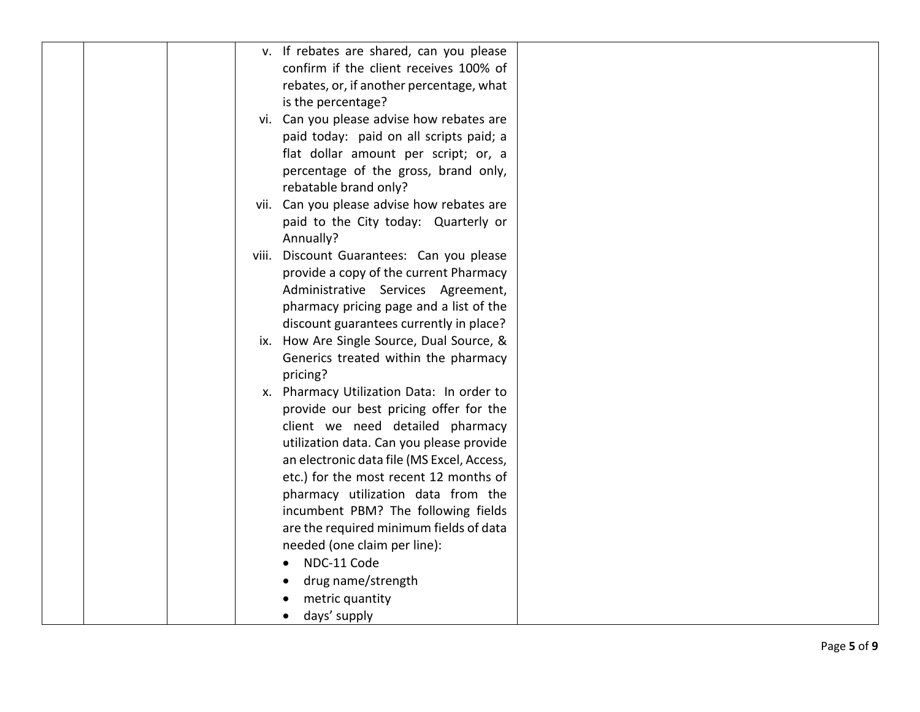| | | | | |
|---|---|---|---|---|
| | | | v. If rebates are shared, can you please confirm if the client receives 100% of rebates, or, if another percentage, what is the percentage?<br>vi. Can you please advise how rebates are paid today: paid on all scripts paid; a flat dollar amount per script; or, a percentage of the gross, brand only, rebatable brand only?<br>vii. Can you please advise how rebates are paid to the City today: Quarterly or Annually?<br>viii. Discount Guarantees: Can you please provide a copy of the current Pharmacy Administrative Services Agreement, pharmacy pricing page and a list of the discount guarantees currently in place?<br>ix. How Are Single Source, Dual Source, & Generics treated within the pharmacy pricing?<br>x. Pharmacy Utilization Data: In order to provide our best pricing offer for the client we need detailed pharmacy utilization data. Can you please provide an electronic data file (MS Excel, Access, etc.) for the most recent 12 months of pharmacy utilization data from the incumbent PBM? The following fields are the required minimum fields of data needed (one claim per line):<br>• NDC-11 Code<br>• drug name/strength<br>• metric quantity<br>• days' supply | |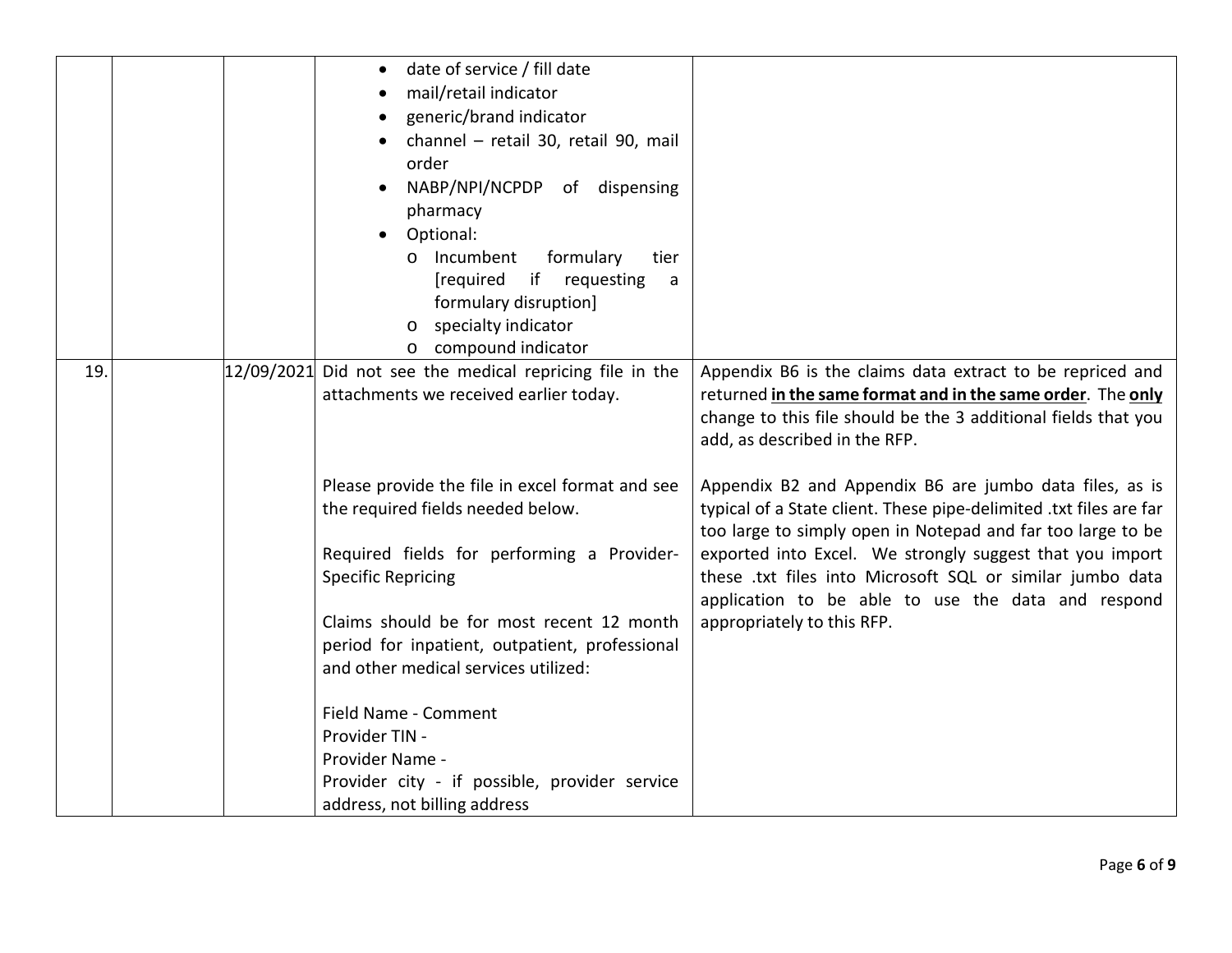| | | | | |
|---|---|---|---|---|
| | | | <ul><li>date of service / fill date</li><li>mail/retail indicator</li><li>generic/brand indicator</li><li>channel – retail 30, retail 90, mail order</li><li>NABP/NPI/NCPDP of dispensing pharmacy</li><li>Optional:<ul><li>Incumbent formulary tier [required if requesting a formulary disruption]</li><li>specialty indicator</li><li>compound indicator</li></ul></li></ul> | |
| 19. | | 12/09/2021 | Did not see the medical repricing file in the attachments we received earlier today.<br><br>Please provide the file in excel format and see the required fields needed below.<br><br>Required fields for performing a Provider-Specific Repricing<br><br>Claims should be for most recent 12 month period for inpatient, outpatient, professional and other medical services utilized:<br><br>Field Name - Comment<br>Provider TIN -<br>Provider Name -<br>Provider city - if possible, provider service address, not billing address | Appendix B6 is the claims data extract to be repriced and returned **<u>in the same format and in the same order</u>**. The **<u>only</u>** change to this file should be the 3 additional fields that you add, as described in the RFP.<br><br>Appendix B2 and Appendix B6 are jumbo data files, as is typical of a State client. These pipe-delimited .txt files are far too large to simply open in Notepad and far too large to be exported into Excel. We strongly suggest that you import these .txt files into Microsoft SQL or similar jumbo data application to be able to use the data and respond appropriately to this RFP. |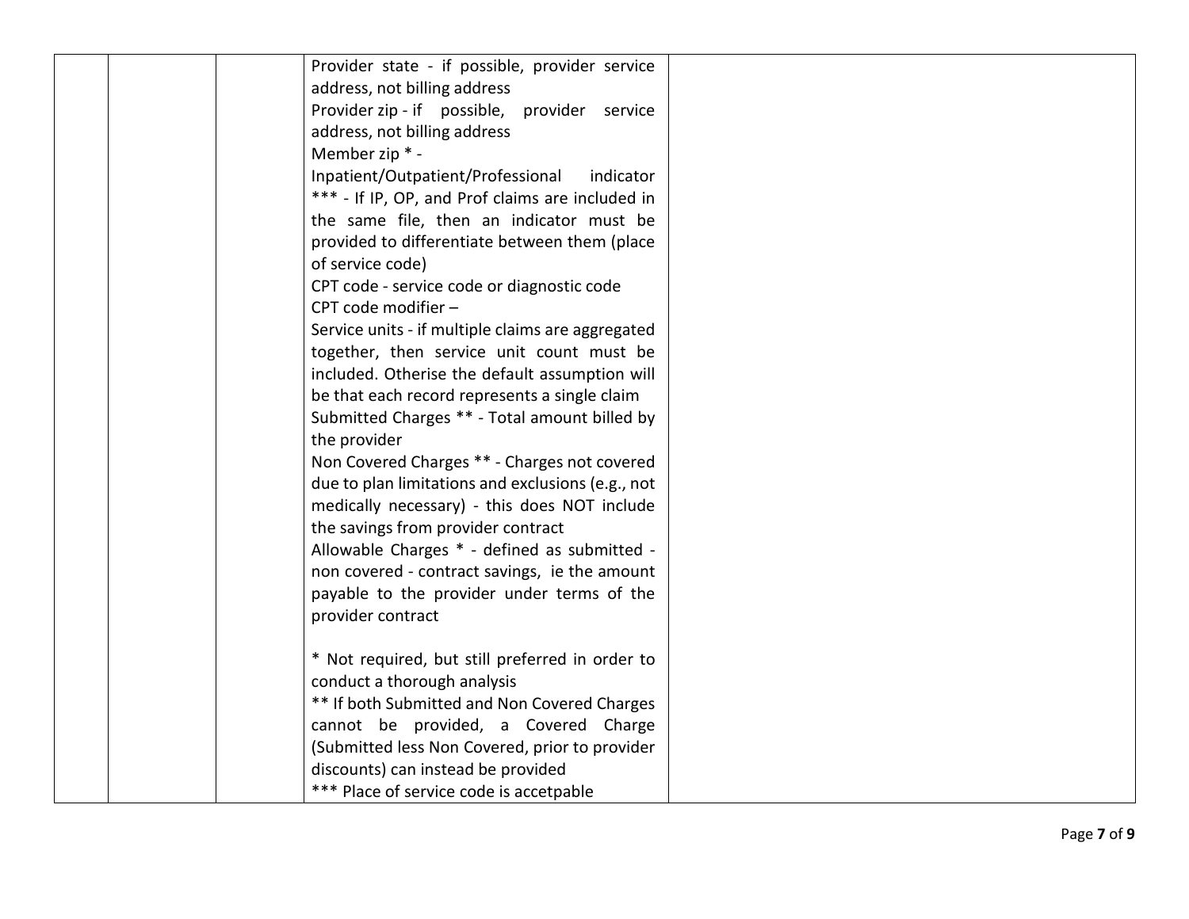|  |  |  | Provider state - if possible, provider service address, not billing address<br>Provider zip - if possible, provider service address, not billing address<br>Member zip * -<br>Inpatient/Outpatient/Professional indicator *** - If IP, OP, and Prof claims are included in the same file, then an indicator must be provided to differentiate between them (place of service code)<br>CPT code - service code or diagnostic code<br>CPT code modifier –<br>Service units - if multiple claims are aggregated together, then service unit count must be included. Otherise the default assumption will be that each record represents a single claim<br>Submitted Charges ** - Total amount billed by the provider<br>Non Covered Charges ** - Charges not covered due to plan limitations and exclusions (e.g., not medically necessary) - this does NOT include the savings from provider contract<br>Allowable Charges * - defined as submitted - non covered - contract savings, ie the amount payable to the provider under terms of the provider contract<br><br>* Not required, but still preferred in order to conduct a thorough analysis<br>** If both Submitted and Non Covered Charges cannot be provided, a Covered Charge (Submitted less Non Covered, prior to provider discounts) can instead be provided<br>*** Place of service code is accetpable |  |
|---|---|---|---|---|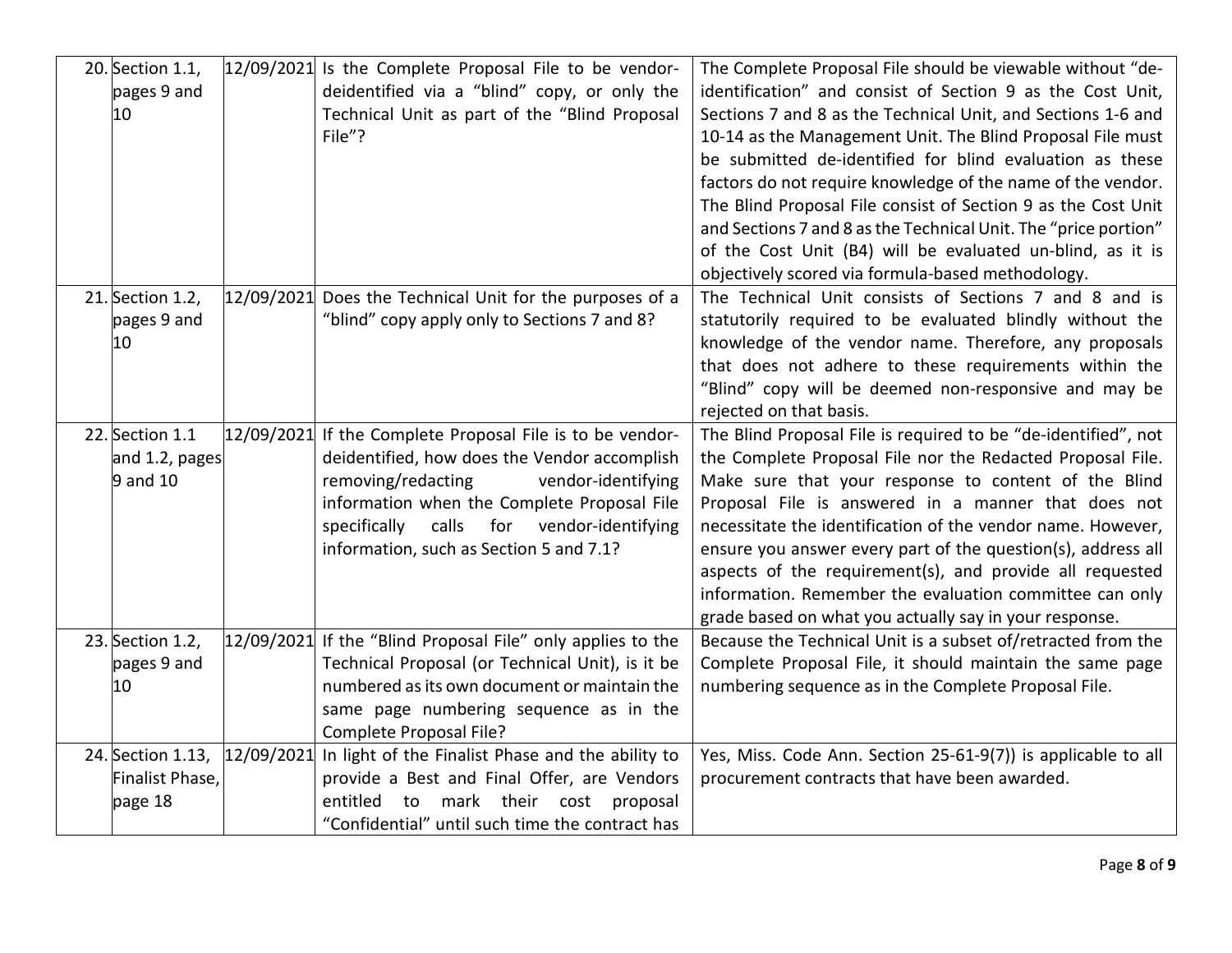| | | | |
|---|---|---|---|
| 20. Section 1.1, pages 9 and 10 | 12/09/2021 | Is the Complete Proposal File to be vendor-deidentified via a "blind" copy, or only the Technical Unit as part of the "Blind Proposal File"? | The Complete Proposal File should be viewable without "de-identification" and consist of Section 9 as the Cost Unit, Sections 7 and 8 as the Technical Unit, and Sections 1-6 and 10-14 as the Management Unit. The Blind Proposal File must be submitted de-identified for blind evaluation as these factors do not require knowledge of the name of the vendor. The Blind Proposal File consist of Section 9 as the Cost Unit and Sections 7 and 8 as the Technical Unit. The "price portion" of the Cost Unit (B4) will be evaluated un-blind, as it is objectively scored via formula-based methodology. |
| 21. Section 1.2, pages 9 and 10 | 12/09/2021 | Does the Technical Unit for the purposes of a "blind" copy apply only to Sections 7 and 8? | The Technical Unit consists of Sections 7 and 8 and is statutorily required to be evaluated blindly without the knowledge of the vendor name. Therefore, any proposals that does not adhere to these requirements within the "Blind" copy will be deemed non-responsive and may be rejected on that basis. |
| 22. Section 1.1 and 1.2, pages 9 and 10 | 12/09/2021 | If the Complete Proposal File is to be vendor-deidentified, how does the Vendor accomplish removing/redacting vendor-identifying information when the Complete Proposal File specifically calls for vendor-identifying information, such as Section 5 and 7.1? | The Blind Proposal File is required to be "de-identified", not the Complete Proposal File nor the Redacted Proposal File. Make sure that your response to content of the Blind Proposal File is answered in a manner that does not necessitate the identification of the vendor name. However, ensure you answer every part of the question(s), address all aspects of the requirement(s), and provide all requested information. Remember the evaluation committee can only grade based on what you actually say in your response. |
| 23. Section 1.2, pages 9 and 10 | 12/09/2021 | If the "Blind Proposal File" only applies to the Technical Proposal (or Technical Unit), is it be numbered as its own document or maintain the same page numbering sequence as in the Complete Proposal File? | Because the Technical Unit is a subset of/retracted from the Complete Proposal File, it should maintain the same page numbering sequence as in the Complete Proposal File. |
| 24. Section 1.13, Finalist Phase, page 18 | 12/09/2021 | In light of the Finalist Phase and the ability to provide a Best and Final Offer, are Vendors entitled to mark their cost proposal "Confidential" until such time the contract has | Yes, Miss. Code Ann. Section 25-61-9(7)) is applicable to all procurement contracts that have been awarded. |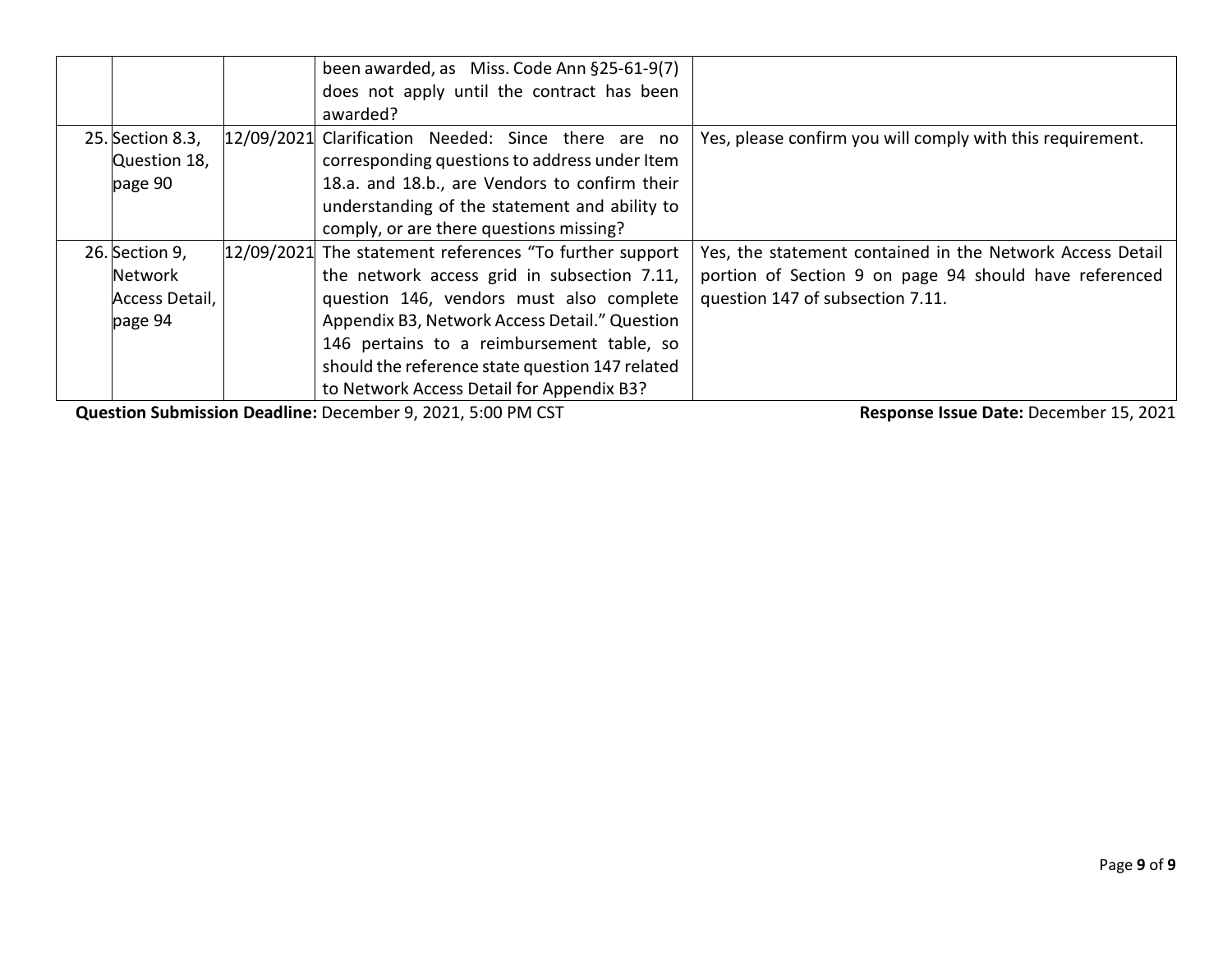| | | | | |
|---|---|---|---|---|
| | | | been awarded, as Miss. Code Ann §25-61-9(7) does not apply until the contract has been awarded? | |
| 25. | Section 8.3, Question 18, page 90 | 12/09/2021 | Clarification Needed: Since there are no corresponding questions to address under Item 18.a. and 18.b., are Vendors to confirm their understanding of the statement and ability to comply, or are there questions missing? | Yes, please confirm you will comply with this requirement. |
| 26. | Section 9, Network Access Detail, page 94 | 12/09/2021 | The statement references "To further support the network access grid in subsection 7.11, question 146, vendors must also complete Appendix B3, Network Access Detail." Question 146 pertains to a reimbursement table, so should the reference state question 147 related to Network Access Detail for Appendix B3? | Yes, the statement contained in the Network Access Detail portion of Section 9 on page 94 should have referenced question 147 of subsection 7.11. |

**Question Submission Deadline:** December 9, 2021, 5:00 PM CST

**Response Issue Date:** December 15, 2021